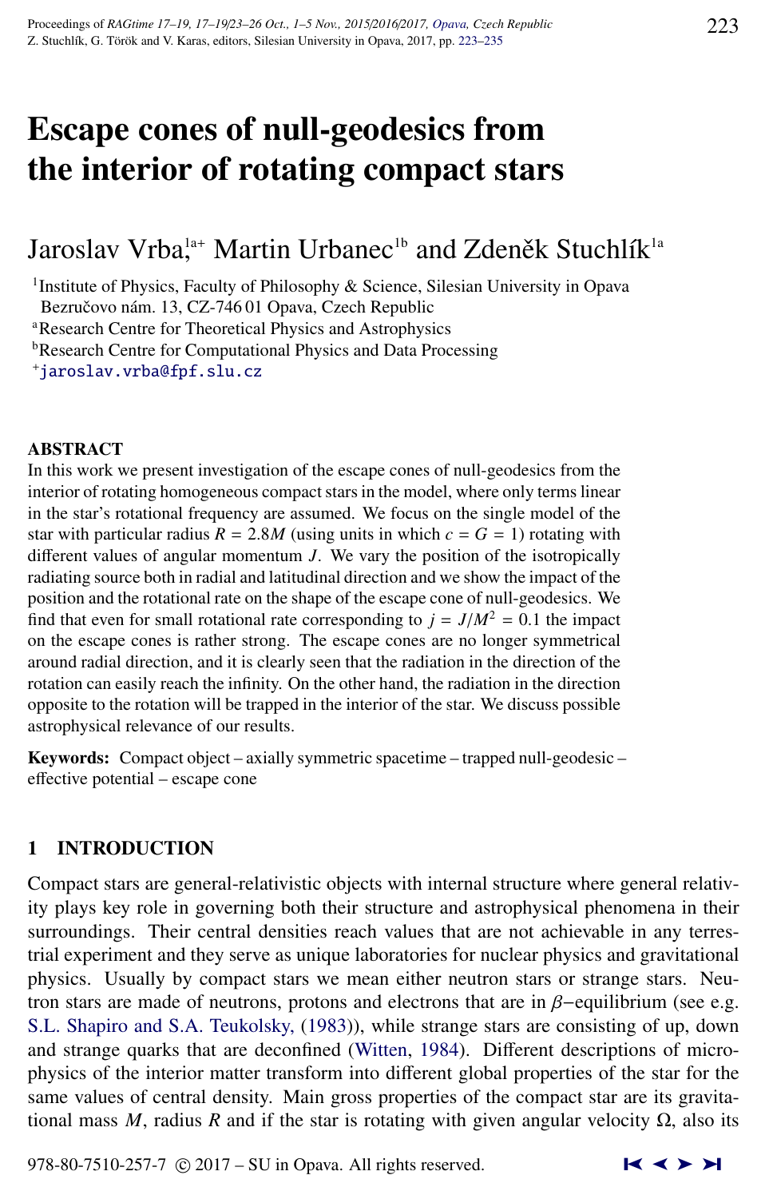# Escape cones of null-geodesics from the interior of rotating compact stars

Jaroslav Vrba,[1a+] Martin Urbanec[1b] and Zdeněk Stuchlík[1a]

[1]Institute of Physics, Faculty of Philosophy & Science, Silesian University in Opava
Bezručovo nám. 13, CZ-746 01 Opava, Czech Republic
[a]Research Centre for Theoretical Physics and Astrophysics
[b]Research Centre for Computational Physics and Data Processing
[+]jaroslav.vrba@fpf.slu.cz

## ABSTRACT

In this work we present investigation of the escape cones of null-geodesics from the interior of rotating homogeneous compact stars in the model, where only terms linear in the star's rotational frequency are assumed. We focus on the single model of the star with particular radius $R = 2.8M$ (using units in which $c = G = 1$) rotating with different values of angular momentum $J$. We vary the position of the isotropically radiating source both in radial and latitudinal direction and we show the impact of the position and the rotational rate on the shape of the escape cone of null-geodesics. We find that even for small rotational rate corresponding to $j = J/M^2 = 0.1$ the impact on the escape cones is rather strong. The escape cones are no longer symmetrical around radial direction, and it is clearly seen that the radiation in the direction of the rotation can easily reach the infinity. On the other hand, the radiation in the direction opposite to the rotation will be trapped in the interior of the star. We discuss possible astrophysical relevance of our results.

**Keywords:** Compact object – axially symmetric spacetime – trapped null-geodesic – effective potential – escape cone

## 1 INTRODUCTION

Compact stars are general-relativistic objects with internal structure where general relativity plays key role in governing both their structure and astrophysical phenomena in their surroundings. Their central densities reach values that are not achievable in any terrestrial experiment and they serve as unique laboratories for nuclear physics and gravitational physics. Usually by compact stars we mean either neutron stars or strange stars. Neutron stars are made of neutrons, protons and electrons that are in $\beta$−equilibrium (see e.g. S.L. Shapiro and S.A. Teukolsky, (1983)), while strange stars are consisting of up, down and strange quarks that are deconfined (Witten, 1984). Different descriptions of microphysics of the interior matter transform into different global properties of the star for the same values of central density. Main gross properties of the compact star are its gravitational mass $M$, radius $R$ and if the star is rotating with given angular velocity $\Omega$, also its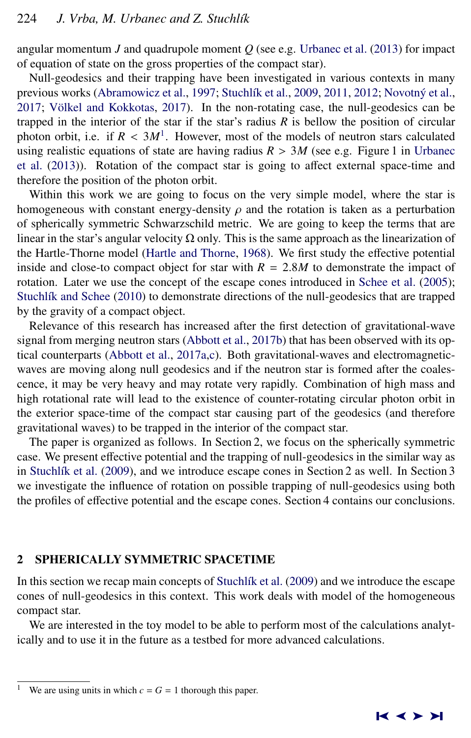angular momentum $J$ and quadrupole moment $Q$ (see e.g. Urbanec et al. (2013) for impact of equation of state on the gross properties of the compact star).

Null-geodesics and their trapping have been investigated in various contexts in many previous works (Abramowicz et al., 1997; Stuchlík et al., 2009, 2011, 2012; Novotný et al., 2017; Völkel and Kokkotas, 2017). In the non-rotating case, the null-geodesics can be trapped in the interior of the star if the star's radius $R$ is bellow the position of circular photon orbit, i.e. if $R < 3M$[1]. However, most of the models of neutron stars calculated using realistic equations of state are having radius $R > 3M$ (see e.g. Figure 1 in Urbanec et al. (2013)). Rotation of the compact star is going to affect external space-time and therefore the position of the photon orbit.

Within this work we are going to focus on the very simple model, where the star is homogeneous with constant energy-density $\rho$ and the rotation is taken as a perturbation of spherically symmetric Schwarzschild metric. We are going to keep the terms that are linear in the star's angular velocity $\Omega$ only. This is the same approach as the linearization of the Hartle-Thorne model (Hartle and Thorne, 1968). We first study the effective potential inside and close-to compact object for star with $R = 2.8M$ to demonstrate the impact of rotation. Later we use the concept of the escape cones introduced in Schee et al. (2005); Stuchlík and Schee (2010) to demonstrate directions of the null-geodesics that are trapped by the gravity of a compact object.

Relevance of this research has increased after the first detection of gravitational-wave signal from merging neutron stars (Abbott et al., 2017b) that has been observed with its optical counterparts (Abbott et al., 2017a,c). Both gravitational-waves and electromagnetic-waves are moving along null geodesics and if the neutron star is formed after the coalescence, it may be very heavy and may rotate very rapidly. Combination of high mass and high rotational rate will lead to the existence of counter-rotating circular photon orbit in the exterior space-time of the compact star causing part of the geodesics (and therefore gravitational waves) to be trapped in the interior of the compact star.

The paper is organized as follows. In Section 2, we focus on the spherically symmetric case. We present effective potential and the trapping of null-geodesics in the similar way as in Stuchlík et al. (2009), and we introduce escape cones in Section 2 as well. In Section 3 we investigate the influence of rotation on possible trapping of null-geodesics using both the profiles of effective potential and the escape cones. Section 4 contains our conclusions.

## 2 SPHERICALLY SYMMETRIC SPACETIME

In this section we recap main concepts of Stuchlík et al. (2009) and we introduce the escape cones of null-geodesics in this context. This work deals with model of the homogeneous compact star.

We are interested in the toy model to be able to perform most of the calculations analytically and to use it in the future as a testbed for more advanced calculations.

---

[1] We are using units in which $c = G = 1$ thorough this paper.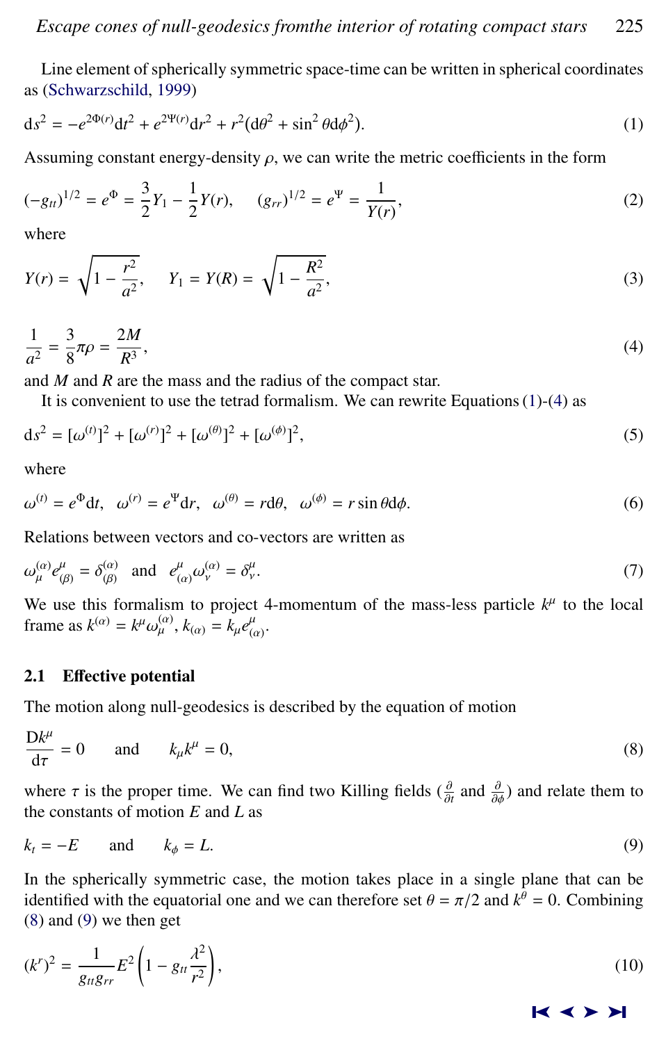Line element of spherically symmetric space-time can be written in spherical coordinates as (Schwarzschild, 1999)

$$\mathrm{d}s^2 = -e^{2\Phi(r)}\mathrm{d}t^2 + e^{2\Psi(r)}\mathrm{d}r^2 + r^2(\mathrm{d}\theta^2 + \sin^2\theta\mathrm{d}\phi^2). \tag{1}$$

Assuming constant energy-density $\rho$, we can write the metric coefficients in the form

$$(-g_{tt})^{1/2} = e^{\Phi} = \frac{3}{2}Y_1 - \frac{1}{2}Y(r), \qquad (g_{rr})^{1/2} = e^{\Psi} = \frac{1}{Y(r)}, \tag{2}$$

where

$$Y(r) = \sqrt{1 - \frac{r^2}{a^2}}, \qquad Y_1 = Y(R) = \sqrt{1 - \frac{R^2}{a^2}}, \tag{3}$$

$$\frac{1}{a^2} = \frac{3}{8}\pi\rho = \frac{2M}{R^3}, \tag{4}$$

and $M$ and $R$ are the mass and the radius of the compact star.

It is convenient to use the tetrad formalism. We can rewrite Equations (1)-(4) as

$$\mathrm{d}s^2 = [\omega^{(t)}]^2 + [\omega^{(r)}]^2 + [\omega^{(\theta)}]^2 + [\omega^{(\phi)}]^2, \tag{5}$$

where

$$\omega^{(t)} = e^{\Phi}\mathrm{d}t, \quad \omega^{(r)} = e^{\Psi}\mathrm{d}r, \quad \omega^{(\theta)} = r\mathrm{d}\theta, \quad \omega^{(\phi)} = r\sin\theta\mathrm{d}\phi. \tag{6}$$

Relations between vectors and co-vectors are written as

$$\omega^{(\alpha)}_{\mu}e^{\mu}_{(\beta)} = \delta^{(\alpha)}_{(\beta)} \quad \text{and} \quad e^{\mu}_{(\alpha)}\omega^{(\alpha)}_{\nu} = \delta^{\mu}_{\nu}. \tag{7}$$

We use this formalism to project 4-momentum of the mass-less particle $k^{\mu}$ to the local frame as $k^{(\alpha)} = k^{\mu}\omega^{(\alpha)}_{\mu}$, $k_{(\alpha)} = k_{\mu}e^{\mu}_{(\alpha)}$.

### 2.1 Effective potential

The motion along null-geodesics is described by the equation of motion

$$\frac{\mathrm{D}k^{\mu}}{\mathrm{d}\tau} = 0 \qquad \text{and} \qquad k_{\mu}k^{\mu} = 0, \tag{8}$$

where $\tau$ is the proper time. We can find two Killing fields ($\frac{\partial}{\partial t}$ and $\frac{\partial}{\partial \phi}$) and relate them to the constants of motion $E$ and $L$ as

$$k_t = -E \qquad \text{and} \qquad k_{\phi} = L. \tag{9}$$

In the spherically symmetric case, the motion takes place in a single plane that can be identified with the equatorial one and we can therefore set $\theta = \pi/2$ and $k^{\theta} = 0$. Combining (8) and (9) we then get

$$(k^r)^2 = \frac{1}{g_{tt}g_{rr}}E^2\left(1 - g_{tt}\frac{\lambda^2}{r^2}\right), \tag{10}$$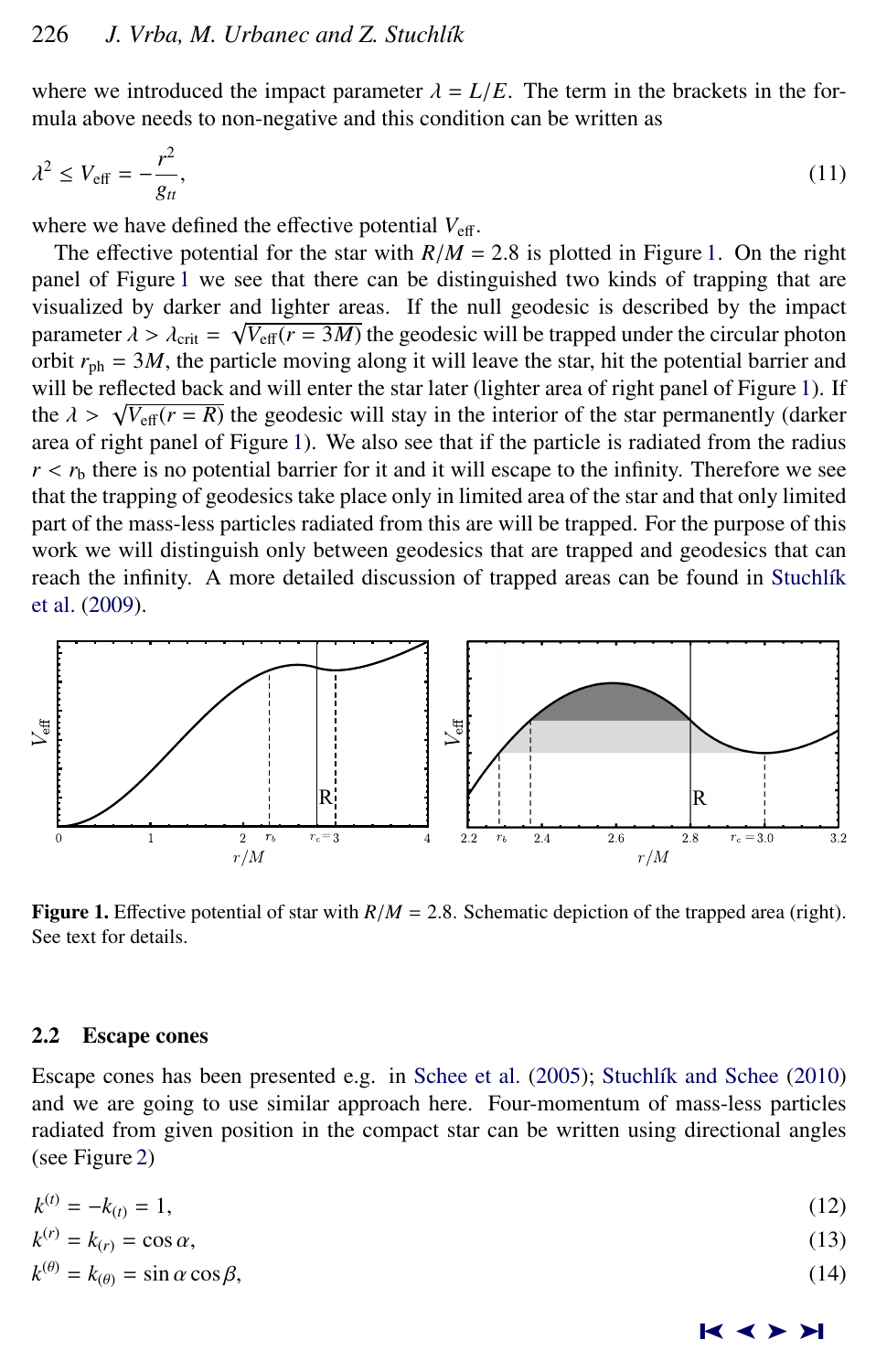where we introduced the impact parameter $\lambda = L/E$. The term in the brackets in the formula above needs to non-negative and this condition can be written as

$$\lambda^2 \leq V_{\text{eff}} = -\frac{r^2}{g_{tt}}, \tag{11}$$

where we have defined the effective potential $V_{\text{eff}}$.

The effective potential for the star with $R/M = 2.8$ is plotted in Figure 1. On the right panel of Figure 1 we see that there can be distinguished two kinds of trapping that are visualized by darker and lighter areas. If the null geodesic is described by the impact parameter $\lambda > \lambda_{\text{crit}} = \sqrt{V_{\text{eff}}(r = 3M)}$ the geodesic will be trapped under the circular photon orbit $r_{\text{ph}} = 3M$, the particle moving along it will leave the star, hit the potential barrier and will be reflected back and will enter the star later (lighter area of right panel of Figure 1). If the $\lambda > \sqrt{V_{\text{eff}}(r = R)}$ the geodesic will stay in the interior of the star permanently (darker area of right panel of Figure 1). We also see that if the particle is radiated from the radius $r < r_{\text{b}}$ there is no potential barrier for it and it will escape to the infinity. Therefore we see that the trapping of geodesics take place only in limited area of the star and that only limited part of the mass-less particles radiated from this are will be trapped. For the purpose of this work we will distinguish only between geodesics that are trapped and geodesics that can reach the infinity. A more detailed discussion of trapped areas can be found in Stuchlík et al. (2009).

**Figure 1.** Effective potential of star with $R/M = 2.8$. Schematic depiction of the trapped area (right). See text for details.

## 2.2 Escape cones

Escape cones has been presented e.g. in Schee et al. (2005); Stuchlík and Schee (2010) and we are going to use similar approach here. Four-momentum of mass-less particles radiated from given position in the compact star can be written using directional angles (see Figure 2)

$$k^{(t)} = -k_{(t)} = 1, \tag{12}$$

$$k^{(r)} = k_{(r)} = \cos\alpha, \tag{13}$$

$$k^{(\theta)} = k_{(\theta)} = \sin\alpha\cos\beta, \tag{14}$$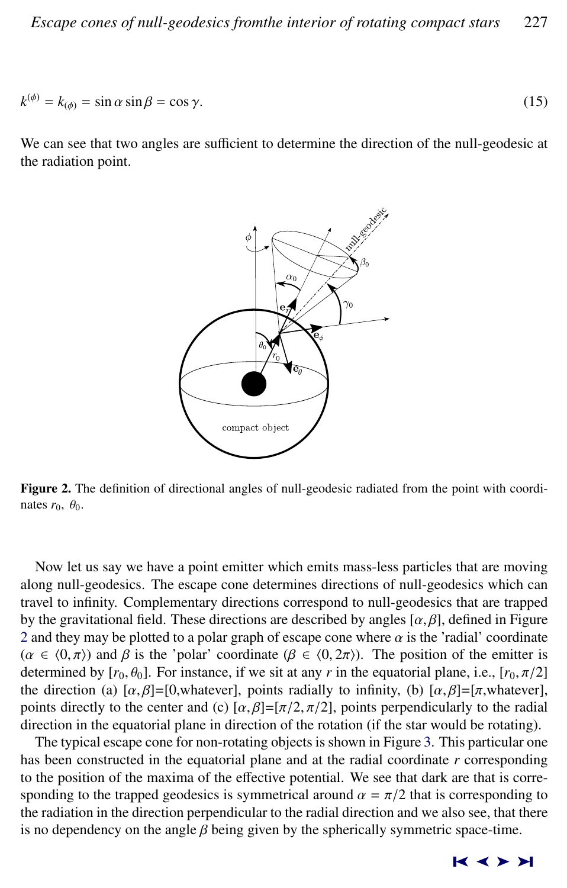$$k^{(\phi)} = k_{(\phi)} = \sin\alpha \sin\beta = \cos\gamma. \tag{15}$$

We can see that two angles are sufficient to determine the direction of the null-geodesic at the radiation point.

**Figure 2.** The definition of directional angles of null-geodesic radiated from the point with coordinates $r_0$, $\theta_0$.

Now let us say we have a point emitter which emits mass-less particles that are moving along null-geodesics. The escape cone determines directions of null-geodesics which can travel to infinity. Complementary directions correspond to null-geodesics that are trapped by the gravitational field. These directions are described by angles $[\alpha,\beta]$, defined in Figure 2 and they may be plotted to a polar graph of escape cone where $\alpha$ is the 'radial' coordinate ($\alpha \in \langle 0,\pi \rangle$) and $\beta$ is the 'polar' coordinate ($\beta \in \langle 0, 2\pi \rangle$). The position of the emitter is determined by $[r_0, \theta_0]$. For instance, if we sit at any $r$ in the equatorial plane, i.e., $[r_0, \pi/2]$ the direction (a) $[\alpha,\beta]$=[0,whatever], points radially to infinity, (b) $[\alpha,\beta]$=[$\pi$,whatever], points directly to the center and (c) $[\alpha,\beta]=[\pi/2, \pi/2]$, points perpendicularly to the radial direction in the equatorial plane in direction of the rotation (if the star would be rotating).

The typical escape cone for non-rotating objects is shown in Figure 3. This particular one has been constructed in the equatorial plane and at the radial coordinate $r$ corresponding to the position of the maxima of the effective potential. We see that dark are that is corresponding to the trapped geodesics is symmetrical around $\alpha = \pi/2$ that is corresponding to the radiation in the direction perpendicular to the radial direction and we also see, that there is no dependency on the angle $\beta$ being given by the spherically symmetric space-time.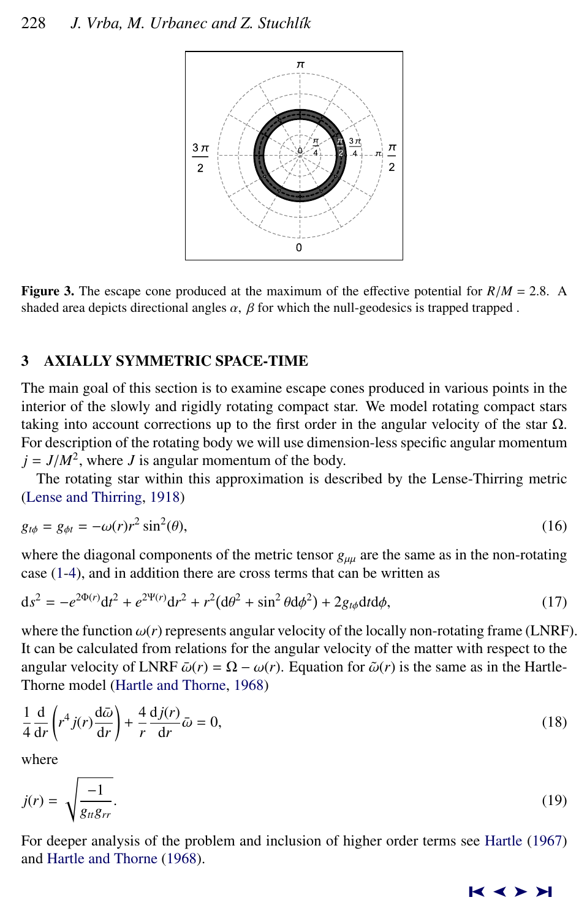**Figure 3.** The escape cone produced at the maximum of the effective potential for $R/M = 2.8$. A shaded area depicts directional angles $\alpha$, $\beta$ for which the null-geodesics is trapped trapped .

## 3 AXIALLY SYMMETRIC SPACE-TIME

The main goal of this section is to examine escape cones produced in various points in the interior of the slowly and rigidly rotating compact star. We model rotating compact stars taking into account corrections up to the first order in the angular velocity of the star $\Omega$. For description of the rotating body we will use dimension-less specific angular momentum $j = J/M^2$, where $J$ is angular momentum of the body.

The rotating star within this approximation is described by the Lense-Thirring metric (Lense and Thirring, 1918)

$$g_{t\phi} = g_{\phi t} = -\omega(r) r^2 \sin^2(\theta), \tag{16}$$

where the diagonal components of the metric tensor $g_{\mu\mu}$ are the same as in the non-rotating case (1-4), and in addition there are cross terms that can be written as

$$\mathrm{d}s^2 = -e^{2\Phi(r)}\mathrm{d}t^2 + e^{2\Psi(r)}\mathrm{d}r^2 + r^2(\mathrm{d}\theta^2 + \sin^2\theta \mathrm{d}\phi^2) + 2g_{t\phi}\mathrm{d}t\mathrm{d}\phi, \tag{17}$$

where the function $\omega(r)$ represents angular velocity of the locally non-rotating frame (LNRF). It can be calculated from relations for the angular velocity of the matter with respect to the angular velocity of LNRF $\bar{\omega}(r) = \Omega - \omega(r)$. Equation for $\tilde{\omega}(r)$ is the same as in the Hartle-Thorne model (Hartle and Thorne, 1968)

$$\frac{1}{4}\frac{\mathrm{d}}{\mathrm{d}r}\left(r^4 j(r)\frac{\mathrm{d}\bar{\omega}}{\mathrm{d}r}\right) + \frac{4}{r}\frac{\mathrm{d}j(r)}{\mathrm{d}r}\bar{\omega} = 0, \tag{18}$$

where

$$j(r) = \sqrt{\frac{-1}{g_{tt}g_{rr}}}. \tag{19}$$

For deeper analysis of the problem and inclusion of higher order terms see Hartle (1967) and Hartle and Thorne (1968).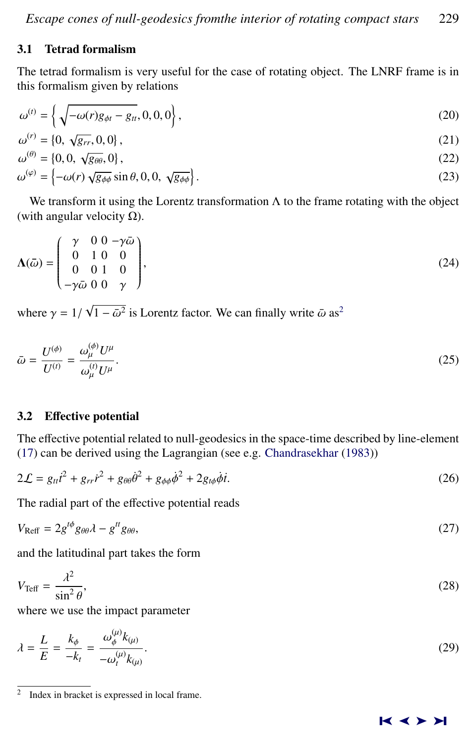### 3.1 Tetrad formalism

The tetrad formalism is very useful for the case of rotating object. The LNRF frame is in this formalism given by relations

$$\omega^{(t)} = \left\{ \sqrt{-\omega(r) g_{\phi t} - g_{tt}}, 0, 0, 0 \right\}, \tag{20}$$

$$\omega^{(r)} = \left\{ 0, \sqrt{g_{rr}}, 0, 0 \right\}, \tag{21}$$

$$\omega^{(\theta)} = \left\{ 0, 0, \sqrt{g_{\theta\theta}}, 0 \right\}, \tag{22}$$

$$\omega^{(\varphi)} = \left\{ -\omega(r) \sqrt{g_{\phi\phi}} \sin\theta, 0, 0, \sqrt{g_{\phi\phi}} \right\}. \tag{23}$$

We transform it using the Lorentz transformation $\Lambda$ to the frame rotating with the object (with angular velocity $\Omega$).

$$\mathbf{\Lambda}(\bar{\omega}) = \begin{pmatrix} \gamma & 0 & 0 & -\gamma\bar{\omega} \\ 0 & 1 & 0 & 0 \\ 0 & 0 & 1 & 0 \\ -\gamma\bar{\omega} & 0 & 0 & \gamma \end{pmatrix}, \tag{24}$$

where $\gamma = 1/\sqrt{1-\bar{\omega}^2}$ is Lorentz factor. We can finally write $\bar{\omega}$ as[2]

$$\bar{\omega} = \frac{U^{(\phi)}}{U^{(t)}} = \frac{\omega^{(\phi)}_{\mu} U^{\mu}}{\omega^{(t)}_{\mu} U^{\mu}}. \tag{25}$$

### 3.2 Effective potential

The effective potential related to null-geodesics in the space-time described by line-element (17) can be derived using the Lagrangian (see e.g. Chandrasekhar (1983))

$$2\mathcal{L} = g_{tt}\dot{t}^2 + g_{rr}\dot{r}^2 + g_{\theta\theta}\dot{\theta}^2 + g_{\phi\phi}\dot{\phi}^2 + 2g_{t\phi}\dot{\phi}\dot{t}. \tag{26}$$

The radial part of the effective potential reads

$$V_{\text{Reff}} = 2g^{t\phi} g_{\theta\theta}\lambda - g^{tt} g_{\theta\theta}, \tag{27}$$

and the latitudinal part takes the form

$$V_{\text{Teff}} = \frac{\lambda^2}{\sin^2\theta}, \tag{28}$$

where we use the impact parameter

$$\lambda = \frac{L}{E} = \frac{k_\phi}{-k_t} = \frac{\omega^{(\mu)}_{\phi} k_{(\mu)}}{-\omega^{(\mu)}_{t} k_{(\mu)}}. \tag{29}$$

---

[2] Index in bracket is expressed in local frame.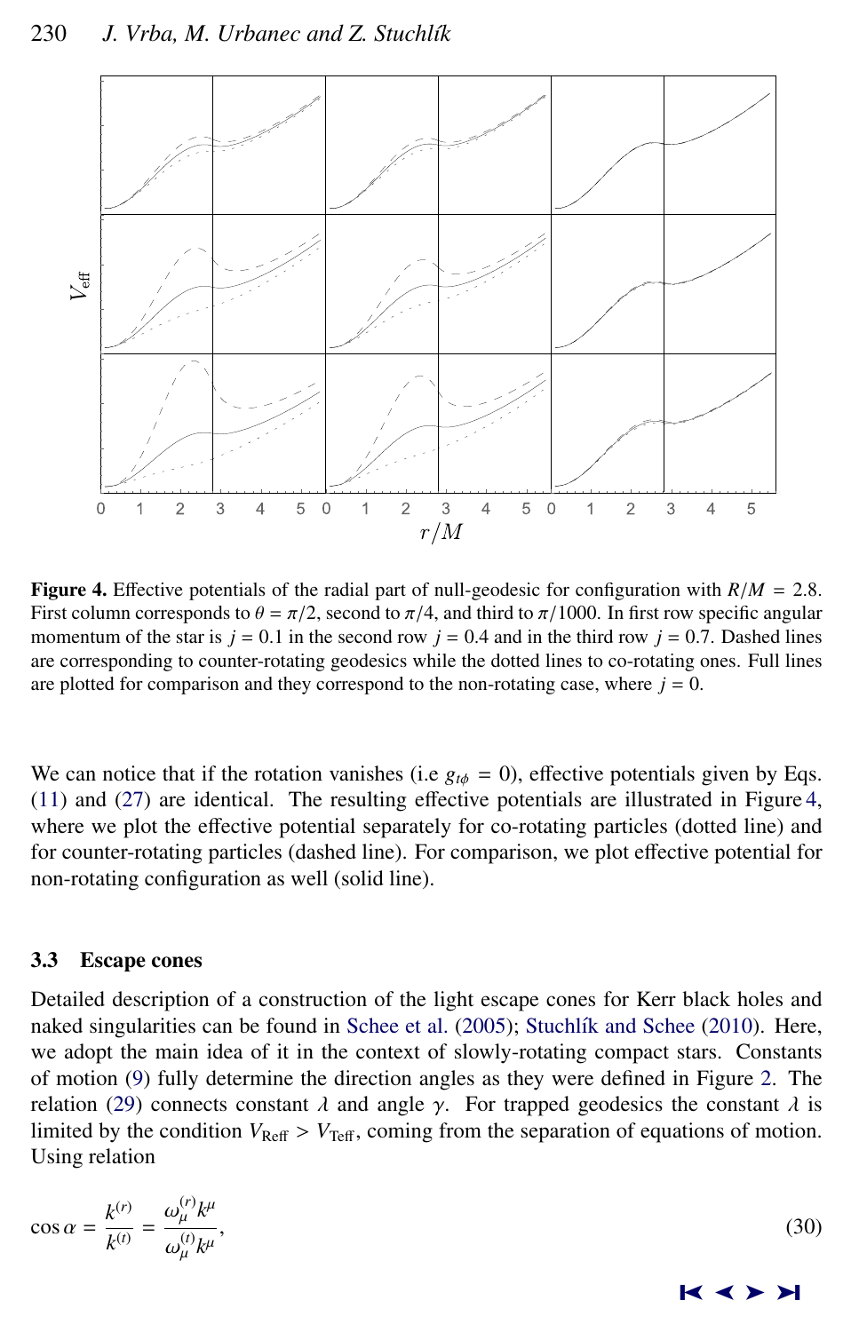**Figure 4.** Effective potentials of the radial part of null-geodesic for configuration with $R/M = 2.8$. First column corresponds to $\theta = \pi/2$, second to $\pi/4$, and third to $\pi/1000$. In first row specific angular momentum of the star is $j = 0.1$ in the second row $j = 0.4$ and in the third row $j = 0.7$. Dashed lines are corresponding to counter-rotating geodesics while the dotted lines to co-rotating ones. Full lines are plotted for comparison and they correspond to the non-rotating case, where $j = 0$.

We can notice that if the rotation vanishes (i.e $g_{t\phi} = 0$), effective potentials given by Eqs. (11) and (27) are identical. The resulting effective potentials are illustrated in Figure 4, where we plot the effective potential separately for co-rotating particles (dotted line) and for counter-rotating particles (dashed line). For comparison, we plot effective potential for non-rotating configuration as well (solid line).

### 3.3 Escape cones

Detailed description of a construction of the light escape cones for Kerr black holes and naked singularities can be found in Schee et al. (2005); Stuchlík and Schee (2010). Here, we adopt the main idea of it in the context of slowly-rotating compact stars. Constants of motion (9) fully determine the direction angles as they were defined in Figure 2. The relation (29) connects constant $\lambda$ and angle $\gamma$. For trapped geodesics the constant $\lambda$ is limited by the condition $V_{\mathrm{Reff}} > V_{\mathrm{Teff}}$, coming from the separation of equations of motion. Using relation

$$\cos\alpha = \frac{k^{(r)}}{k^{(t)}} = \frac{\omega^{(r)}_{\mu} k^{\mu}}{\omega^{(t)}_{\mu} k^{\mu}}, \tag{30}$$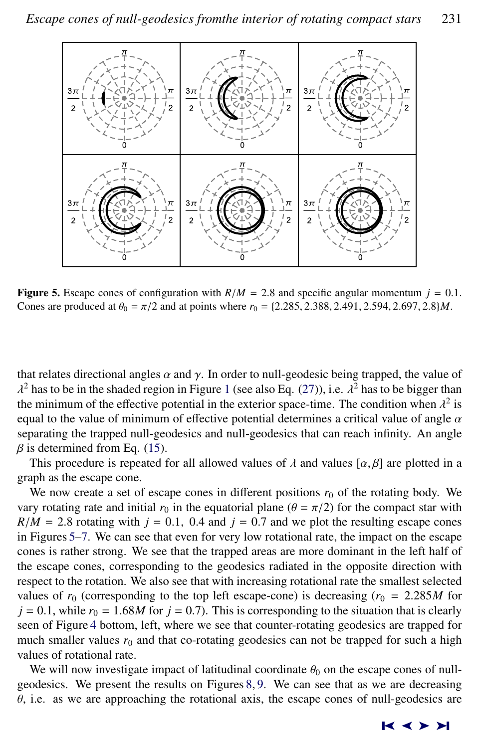**Figure 5.** Escape cones of configuration with $R/M = 2.8$ and specific angular momentum $j = 0.1$. Cones are produced at $\theta_0 = \pi/2$ and at points where $r_0 = \{2.285, 2.388, 2.491, 2.594, 2.697, 2.8\}M$.

that relates directional angles $\alpha$ and $\gamma$. In order to null-geodesic being trapped, the value of $\lambda^2$ has to be in the shaded region in Figure 1 (see also Eq. (27)), i.e. $\lambda^2$ has to be bigger than the minimum of the effective potential in the exterior space-time. The condition when $\lambda^2$ is equal to the value of minimum of effective potential determines a critical value of angle $\alpha$ separating the trapped null-geodesics and null-geodesics that can reach infinity. An angle $\beta$ is determined from Eq. (15).

This procedure is repeated for all allowed values of $\lambda$ and values $[\alpha, \beta]$ are plotted in a graph as the escape cone.

We now create a set of escape cones in different positions $r_0$ of the rotating body. We vary rotating rate and initial $r_0$ in the equatorial plane ($\theta = \pi/2$) for the compact star with $R/M = 2.8$ rotating with $j = 0.1,\ 0.4$ and $j = 0.7$ and we plot the resulting escape cones in Figures 5–7. We can see that even for very low rotational rate, the impact on the escape cones is rather strong. We see that the trapped areas are more dominant in the left half of the escape cones, corresponding to the geodesics radiated in the opposite direction with respect to the rotation. We also see that with increasing rotational rate the smallest selected values of $r_0$ (corresponding to the top left escape-cone) is decreasing ($r_0 = 2.285M$ for $j = 0.1$, while $r_0 = 1.68M$ for $j = 0.7$). This is corresponding to the situation that is clearly seen of Figure 4 bottom, left, where we see that counter-rotating geodesics are trapped for much smaller values $r_0$ and that co-rotating geodesics can not be trapped for such a high values of rotational rate.

We will now investigate impact of latitudinal coordinate $\theta_0$ on the escape cones of null-geodesics. We present the results on Figures 8, 9. We can see that as we are decreasing $\theta$, i.e. as we are approaching the rotational axis, the escape cones of null-geodesics are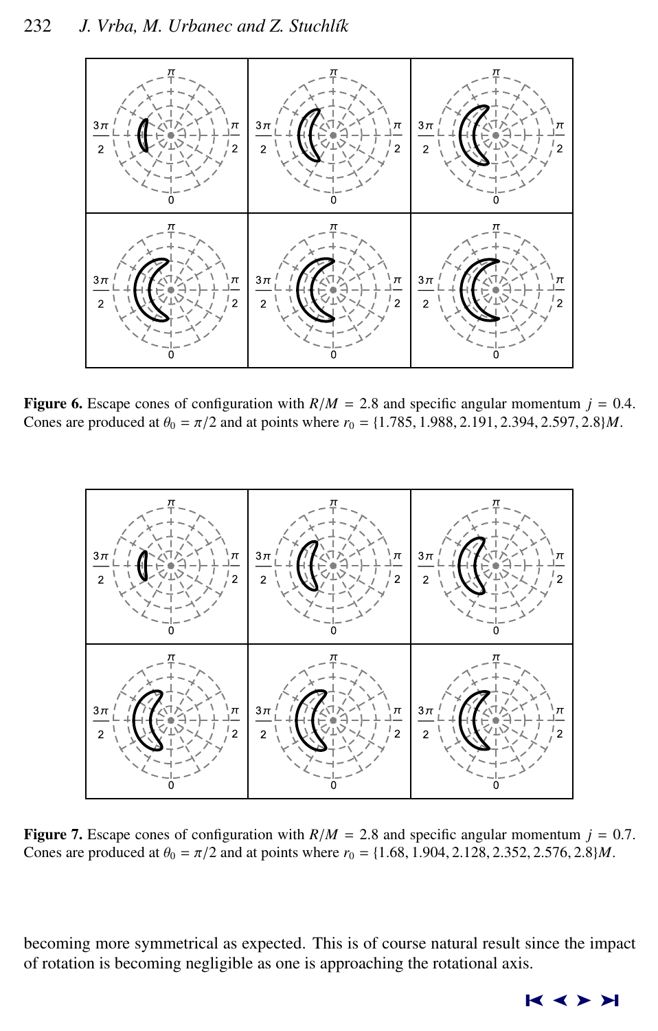**Figure 6.** Escape cones of configuration with $R/M = 2.8$ and specific angular momentum $j = 0.4$. Cones are produced at $\theta_0 = \pi/2$ and at points where $r_0 = \{1.785, 1.988, 2.191, 2.394, 2.597, 2.8\}M$.

**Figure 7.** Escape cones of configuration with $R/M = 2.8$ and specific angular momentum $j = 0.7$. Cones are produced at $\theta_0 = \pi/2$ and at points where $r_0 = \{1.68, 1.904, 2.128, 2.352, 2.576, 2.8\}M$.

becoming more symmetrical as expected. This is of course natural result since the impact of rotation is becoming negligible as one is approaching the rotational axis.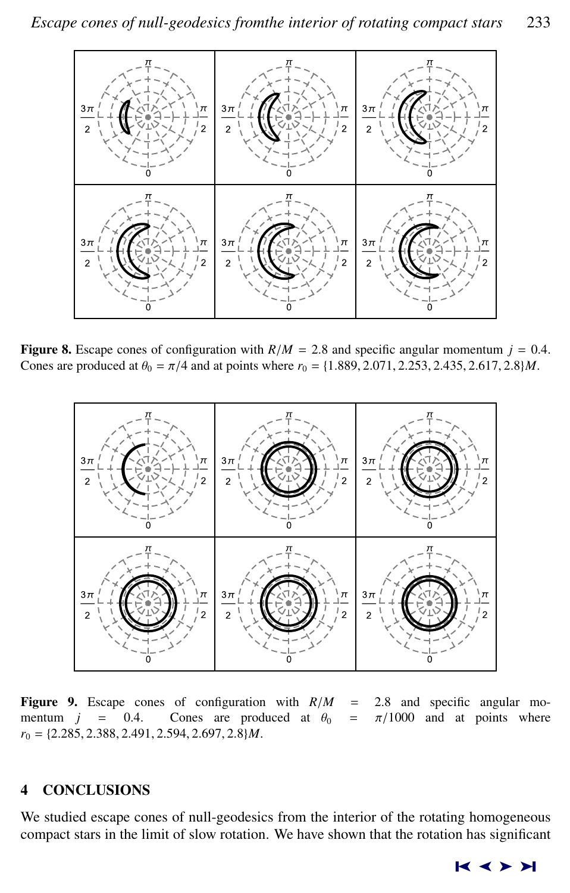**Figure 8.** Escape cones of configuration with $R/M = 2.8$ and specific angular momentum $j = 0.4$. Cones are produced at $\theta_0 = \pi/4$ and at points where $r_0 = \{1.889, 2.071, 2.253, 2.435, 2.617, 2.8\}M$.

**Figure 9.** Escape cones of configuration with $R/M = 2.8$ and specific angular momentum $j = 0.4$. Cones are produced at $\theta_0 = \pi/1000$ and at points where $r_0 = \{2.285, 2.388, 2.491, 2.594, 2.697, 2.8\}M$.

## 4 CONCLUSIONS

We studied escape cones of null-geodesics from the interior of the rotating homogeneous compact stars in the limit of slow rotation. We have shown that the rotation has significant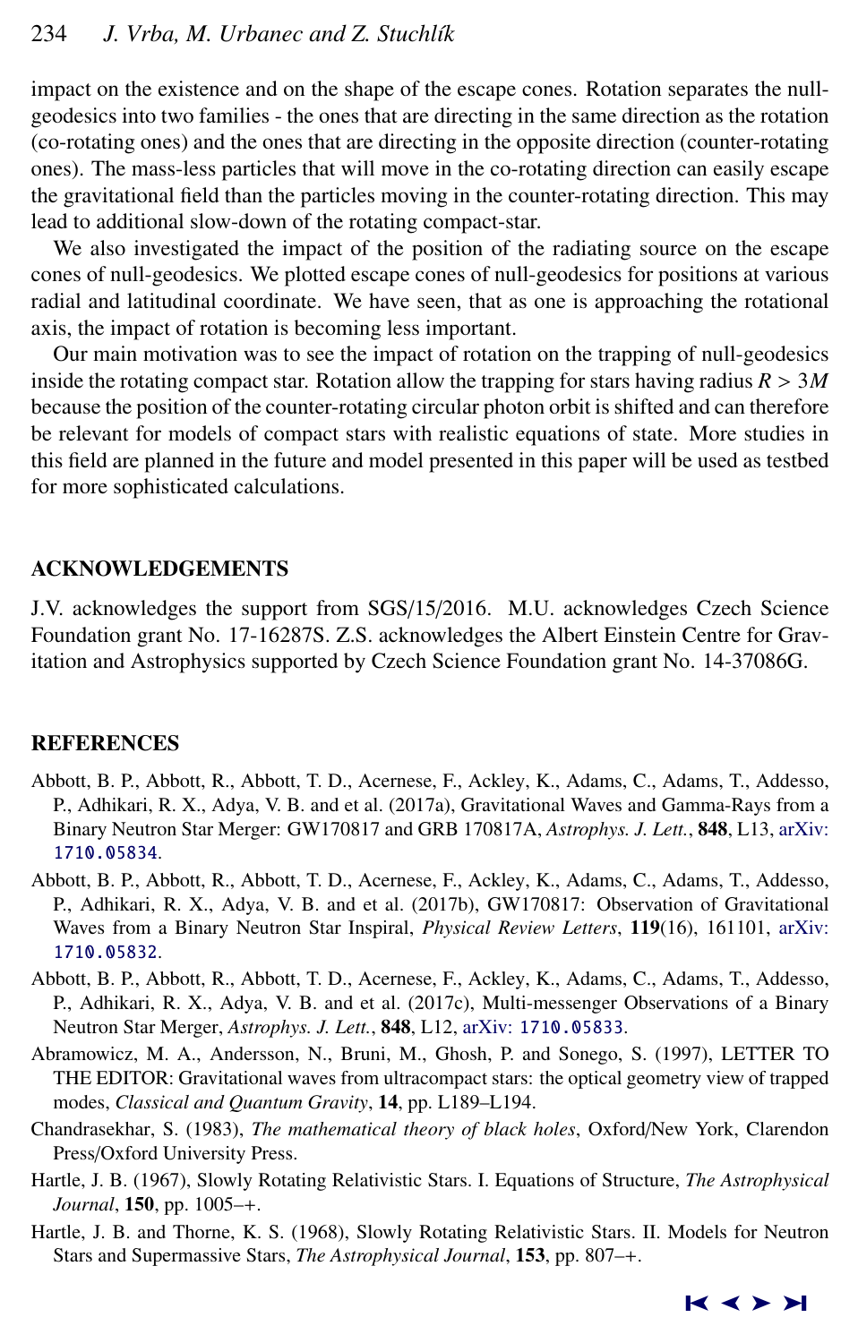impact on the existence and on the shape of the escape cones. Rotation separates the null-geodesics into two families - the ones that are directing in the same direction as the rotation (co-rotating ones) and the ones that are directing in the opposite direction (counter-rotating ones). The mass-less particles that will move in the co-rotating direction can easily escape the gravitational field than the particles moving in the counter-rotating direction. This may lead to additional slow-down of the rotating compact-star.

We also investigated the impact of the position of the radiating source on the escape cones of null-geodesics. We plotted escape cones of null-geodesics for positions at various radial and latitudinal coordinate. We have seen, that as one is approaching the rotational axis, the impact of rotation is becoming less important.

Our main motivation was to see the impact of rotation on the trapping of null-geodesics inside the rotating compact star. Rotation allow the trapping for stars having radius $R > 3M$ because the position of the counter-rotating circular photon orbit is shifted and can therefore be relevant for models of compact stars with realistic equations of state. More studies in this field are planned in the future and model presented in this paper will be used as testbed for more sophisticated calculations.

## ACKNOWLEDGEMENTS

J.V. acknowledges the support from SGS/15/2016. M.U. acknowledges Czech Science Foundation grant No. 17-16287S. Z.S. acknowledges the Albert Einstein Centre for Gravitation and Astrophysics supported by Czech Science Foundation grant No. 14-37086G.

## REFERENCES

Abbott, B. P., Abbott, R., Abbott, T. D., Acernese, F., Ackley, K., Adams, C., Adams, T., Addesso, P., Adhikari, R. X., Adya, V. B. and et al. (2017a), Gravitational Waves and Gamma-Rays from a Binary Neutron Star Merger: GW170817 and GRB 170817A, *Astrophys. J. Lett.*, **848**, L13, arXiv: 1710.05834.

Abbott, B. P., Abbott, R., Abbott, T. D., Acernese, F., Ackley, K., Adams, C., Adams, T., Addesso, P., Adhikari, R. X., Adya, V. B. and et al. (2017b), GW170817: Observation of Gravitational Waves from a Binary Neutron Star Inspiral, *Physical Review Letters*, **119**(16), 161101, arXiv: 1710.05832.

Abbott, B. P., Abbott, R., Abbott, T. D., Acernese, F., Ackley, K., Adams, C., Adams, T., Addesso, P., Adhikari, R. X., Adya, V. B. and et al. (2017c), Multi-messenger Observations of a Binary Neutron Star Merger, *Astrophys. J. Lett.*, **848**, L12, arXiv: 1710.05833.

Abramowicz, M. A., Andersson, N., Bruni, M., Ghosh, P. and Sonego, S. (1997), LETTER TO THE EDITOR: Gravitational waves from ultracompact stars: the optical geometry view of trapped modes, *Classical and Quantum Gravity*, **14**, pp. L189–L194.

Chandrasekhar, S. (1983), *The mathematical theory of black holes*, Oxford/New York, Clarendon Press/Oxford University Press.

Hartle, J. B. (1967), Slowly Rotating Relativistic Stars. I. Equations of Structure, *The Astrophysical Journal*, **150**, pp. 1005–+.

Hartle, J. B. and Thorne, K. S. (1968), Slowly Rotating Relativistic Stars. II. Models for Neutron Stars and Supermassive Stars, *The Astrophysical Journal*, **153**, pp. 807–+.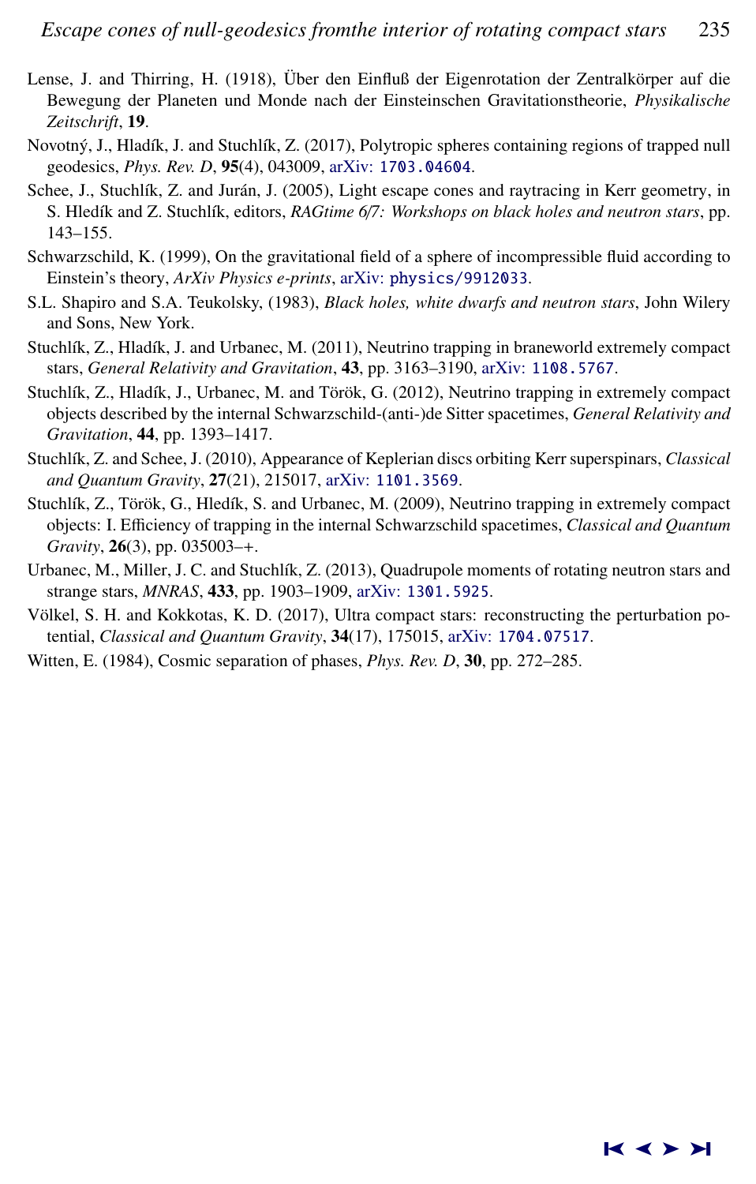Lense, J. and Thirring, H. (1918), Über den Einfluß der Eigenrotation der Zentralkörper auf die Bewegung der Planeten und Monde nach der Einsteinschen Gravitationstheorie, *Physikalische Zeitschrift*, **19**.

Novotný, J., Hladík, J. and Stuchlík, Z. (2017), Polytropic spheres containing regions of trapped null geodesics, *Phys. Rev. D*, **95**(4), 043009, arXiv: 1703.04604.

Schee, J., Stuchlík, Z. and Jurán, J. (2005), Light escape cones and raytracing in Kerr geometry, in S. Hledík and Z. Stuchlík, editors, *RAGtime 6/7: Workshops on black holes and neutron stars*, pp. 143–155.

Schwarzschild, K. (1999), On the gravitational field of a sphere of incompressible fluid according to Einstein's theory, *ArXiv Physics e-prints*, arXiv: physics/9912033.

S.L. Shapiro and S.A. Teukolsky, (1983), *Black holes, white dwarfs and neutron stars*, John Wilery and Sons, New York.

Stuchlík, Z., Hladík, J. and Urbanec, M. (2011), Neutrino trapping in braneworld extremely compact stars, *General Relativity and Gravitation*, **43**, pp. 3163–3190, arXiv: 1108.5767.

Stuchlík, Z., Hladík, J., Urbanec, M. and Török, G. (2012), Neutrino trapping in extremely compact objects described by the internal Schwarzschild-(anti-)de Sitter spacetimes, *General Relativity and Gravitation*, **44**, pp. 1393–1417.

Stuchlík, Z. and Schee, J. (2010), Appearance of Keplerian discs orbiting Kerr superspinars, *Classical and Quantum Gravity*, **27**(21), 215017, arXiv: 1101.3569.

Stuchlík, Z., Török, G., Hledík, S. and Urbanec, M. (2009), Neutrino trapping in extremely compact objects: I. Efficiency of trapping in the internal Schwarzschild spacetimes, *Classical and Quantum Gravity*, **26**(3), pp. 035003–+.

Urbanec, M., Miller, J. C. and Stuchlík, Z. (2013), Quadrupole moments of rotating neutron stars and strange stars, *MNRAS*, **433**, pp. 1903–1909, arXiv: 1301.5925.

Völkel, S. H. and Kokkotas, K. D. (2017), Ultra compact stars: reconstructing the perturbation potential, *Classical and Quantum Gravity*, **34**(17), 175015, arXiv: 1704.07517.

Witten, E. (1984), Cosmic separation of phases, *Phys. Rev. D*, **30**, pp. 272–285.